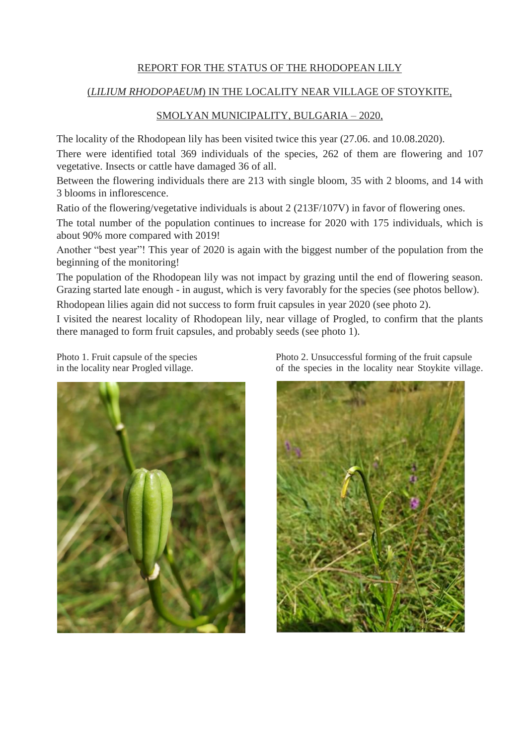REPORT FOR THE STATUS OF THE RHODOPEAN LILY

(*LILIUM RHODOPAEUM*) IN THE LOCALITY NEAR VILLAGE OF STOYKITE,

SMOLYAN MUNICIPALITY, BULGARIA – 2020,

The locality of the Rhodopean lily has been visited twice this year (27.06. and 10.08.2020).

There were identified total 369 individuals of the species, 262 of them are flowering and 107 vegetative. Insects or cattle have damaged 36 of all.

Between the flowering individuals there are 213 with single bloom, 35 with 2 blooms, and 14 with 3 blooms in inflorescence.

Ratio of the flowering/vegetative individuals is about 2 (213F/107V) in favor of flowering ones.

The total number of the population continues to increase for 2020 with 175 individuals, which is about 90% more compared with 2019!

Another "best year"! This year of 2020 is again with the biggest number of the population from the beginning of the monitoring!

The population of the Rhodopean lily was not impact by grazing until the end of flowering season. Grazing started late enough - in august, which is very favorably for the species (see photos bellow).

Rhodopean lilies again did not success to form fruit capsules in year 2020 (see photo 2).

I visited the nearest locality of Rhodopean lily, near village of Progled, to confirm that the plants there managed to form fruit capsules, and probably seeds (see photo 1).

Photo 1. Fruit capsule of the species in the locality near Progled village.

Photo 2. Unsuccessful forming of the fruit capsule of the species in the locality near Stoykite village.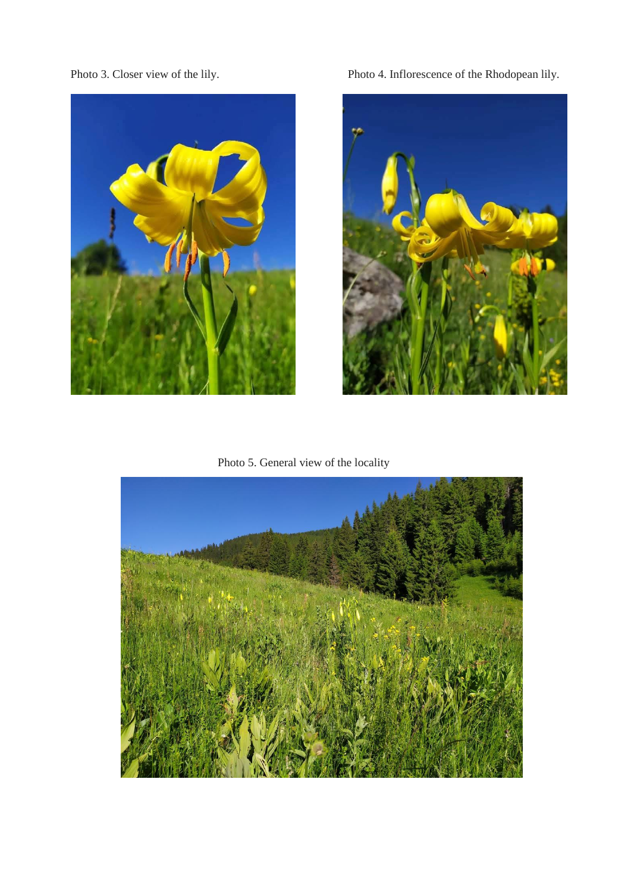Photo 3. Closer view of the lily.

Photo 4. Inflorescence of the Rhodopean lily.

Photo 5. General view of the locality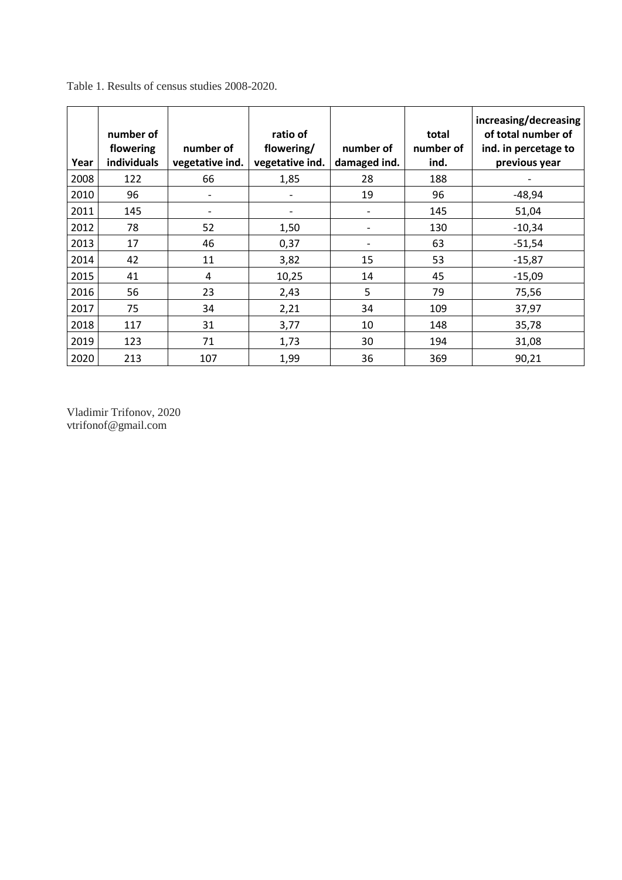Table 1. Results of census studies 2008-2020.

| Year | number of flowering individuals | number of vegetative ind. | ratio of flowering/ vegetative ind. | number of damaged ind. | total number of ind. | increasing/decreasing of total number of ind. in percetage to previous year |
|---|---|---|---|---|---|---|
| 2008 | 122 | 66 | 1,85 | 28 | 188 | - |
| 2010 | 96 | - | - | 19 | 96 | -48,94 |
| 2011 | 145 | - | - | - | 145 | 51,04 |
| 2012 | 78 | 52 | 1,50 | - | 130 | -10,34 |
| 2013 | 17 | 46 | 0,37 | - | 63 | -51,54 |
| 2014 | 42 | 11 | 3,82 | 15 | 53 | -15,87 |
| 2015 | 41 | 4 | 10,25 | 14 | 45 | -15,09 |
| 2016 | 56 | 23 | 2,43 | 5 | 79 | 75,56 |
| 2017 | 75 | 34 | 2,21 | 34 | 109 | 37,97 |
| 2018 | 117 | 31 | 3,77 | 10 | 148 | 35,78 |
| 2019 | 123 | 71 | 1,73 | 30 | 194 | 31,08 |
| 2020 | 213 | 107 | 1,99 | 36 | 369 | 90,21 |

Vladimir Trifonov, 2020
vtrifonof@gmail.com